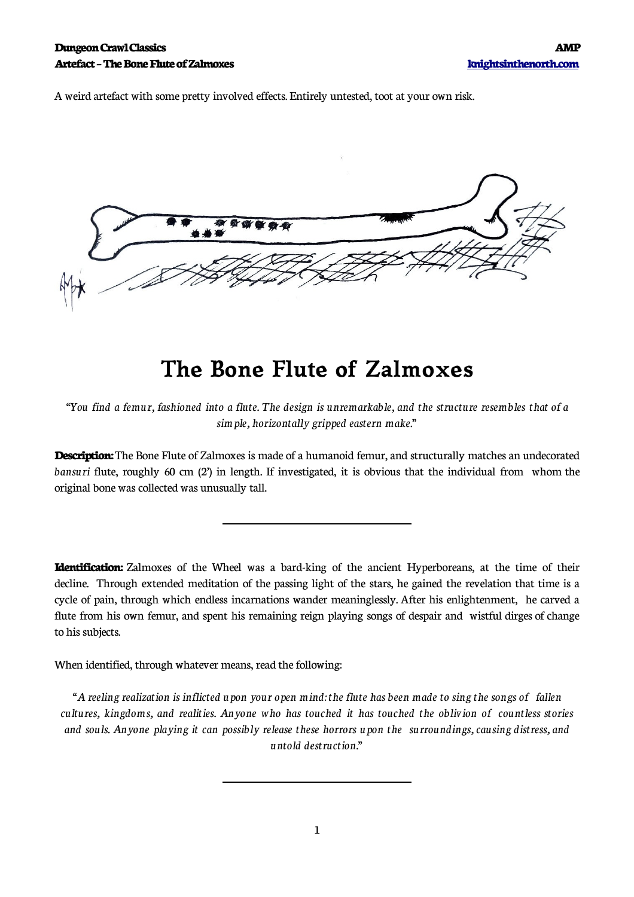A weird artefact with some pretty involved effects. Entirely untested, toot at your own risk.

# The Bone Flute of Zalmoxes

*"You find a femur, fashioned into a flute. The design is unremarkable, and the structure resembles that of a simple, horizontally gripped eastern make."*

**Description:** The Bone Flute of Zalmoxes is made of a humanoid femur, and structurally matches an undecorated *bansuri* flute, roughly 60 cm (2') in length. If investigated, it is obvious that the individual from whom the original bone was collected was unusually tall.

---

**Identification:** Zalmoxes of the Wheel was a bard-king of the ancient Hyperboreans, at the time of their decline. Through extended meditation of the passing light of the stars, he gained the revelation that time is a cycle of pain, through which endless incarnations wander meaninglessly. After his enlightenment, he carved a flute from his own femur, and spent his remaining reign playing songs of despair and wistful dirges of change to his subjects.

When identified, through whatever means, read the following:

*"A reeling realization is inflicted upon your open mind: the flute has been made to sing the songs of fallen cultures, kingdoms, and realities. Anyone who has touched it has touched the oblivion of countless stories and souls. Anyone playing it can possibly release these horrors upon the surroundings, causing distress, and untold destruction."*

---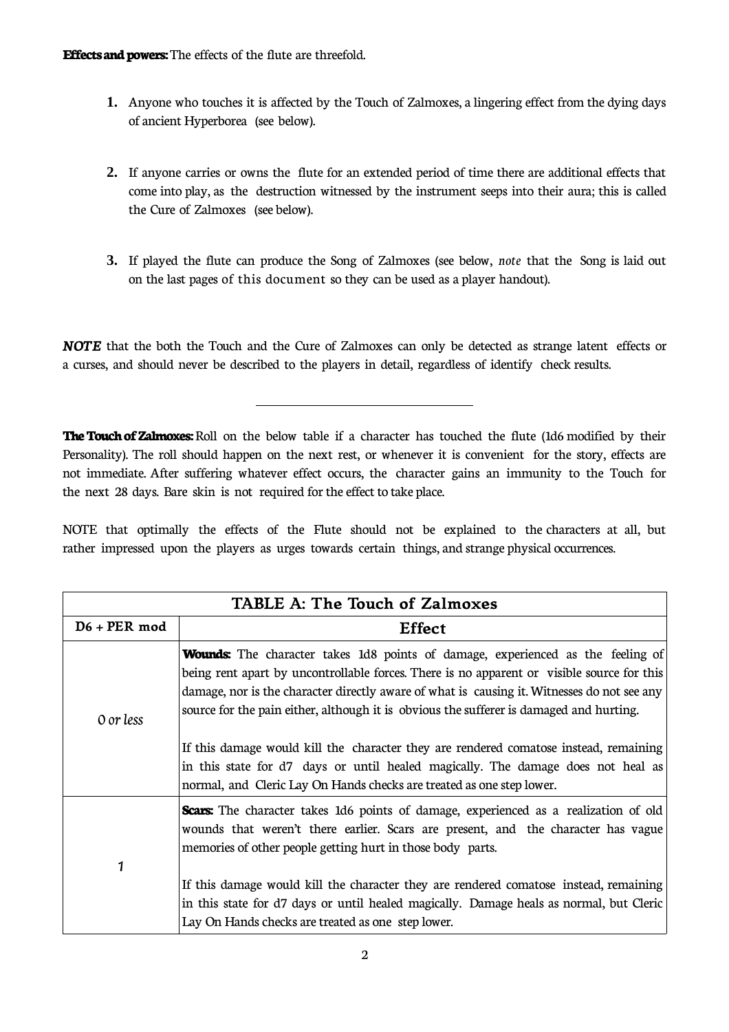**Effects and powers:** The effects of the flute are threefold.

1. Anyone who touches it is affected by the Touch of Zalmoxes, a lingering effect from the dying days of ancient Hyperborea (see below).

2. If anyone carries or owns the flute for an extended period of time there are additional effects that come into play, as the destruction witnessed by the instrument seeps into their aura; this is called the Cure of Zalmoxes (see below).

3. If played the flute can produce the Song of Zalmoxes (see below, *note* that the Song is laid out on the last pages of this document so they can be used as a player handout).

***NOTE*** that the both the Touch and the Cure of Zalmoxes can only be detected as strange latent effects or a curses, and should never be described to the players in detail, regardless of identify check results.

---

**The Touch of Zalmoxes:** Roll on the below table if a character has touched the flute (1d6 modified by their Personality). The roll should happen on the next rest, or whenever it is convenient for the story, effects are not immediate. After suffering whatever effect occurs, the character gains an immunity to the Touch for the next 28 days. Bare skin is not required for the effect to take place.

NOTE that optimally the effects of the Flute should not be explained to the characters at all, but rather impressed upon the players as urges towards certain things, and strange physical occurrences.

| TABLE A: The Touch of Zalmoxes | |
|---|---|
| **D6 + PER mod** | **Effect** |
| *0 or less* | **Wounds:** The character takes 1d8 points of damage, experienced as the feeling of being rent apart by uncontrollable forces. There is no apparent or visible source for this damage, nor is the character directly aware of what is causing it. Witnesses do not see any source for the pain either, although it is obvious the sufferer is damaged and hurting.<br><br>If this damage would kill the character they are rendered comatose instead, remaining in this state for d7 days or until healed magically. The damage does not heal as normal, and Cleric Lay On Hands checks are treated as one step lower. |
| *1* | **Scars:** The character takes 1d6 points of damage, experienced as a realization of old wounds that weren't there earlier. Scars are present, and the character has vague memories of other people getting hurt in those body parts.<br><br>If this damage would kill the character they are rendered comatose instead, remaining in this state for d7 days or until healed magically. Damage heals as normal, but Cleric Lay On Hands checks are treated as one step lower. |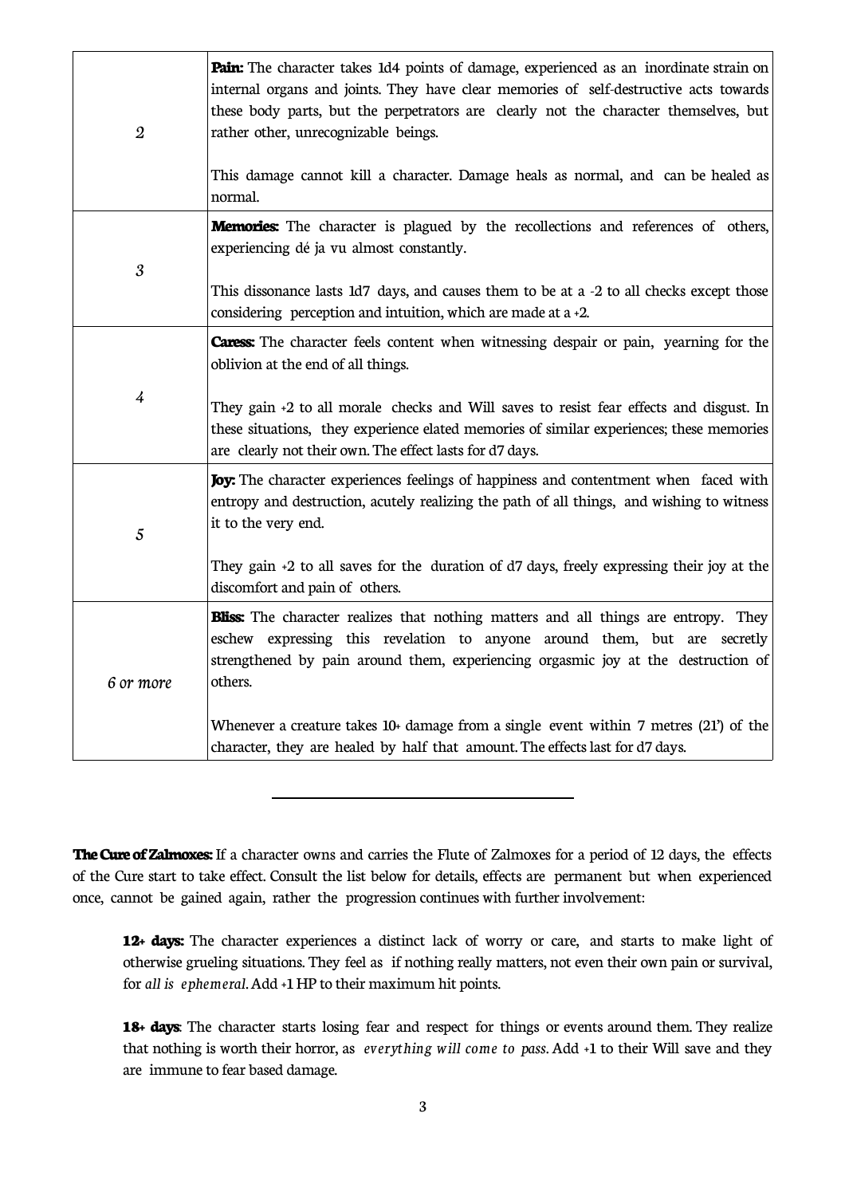| | |
|---|---|
| *2* | **Pain:** The character takes 1d4 points of damage, experienced as an inordinate strain on internal organs and joints. They have clear memories of self-destructive acts towards these body parts, but the perpetrators are clearly not the character themselves, but rather other, unrecognizable beings.<br><br>This damage cannot kill a character. Damage heals as normal, and can be healed as normal. |
| *3* | **Memories:** The character is plagued by the recollections and references of others, experiencing dé ja vu almost constantly.<br><br>This dissonance lasts 1d7 days, and causes them to be at a -2 to all checks except those considering perception and intuition, which are made at a +2. |
| *4* | **Caress:** The character feels content when witnessing despair or pain, yearning for the oblivion at the end of all things.<br><br>They gain +2 to all morale checks and Will saves to resist fear effects and disgust. In these situations, they experience elated memories of similar experiences; these memories are clearly not their own. The effect lasts for d7 days. |
| *5* | **Joy:** The character experiences feelings of happiness and contentment when faced with entropy and destruction, acutely realizing the path of all things, and wishing to witness it to the very end.<br><br>They gain +2 to all saves for the duration of d7 days, freely expressing their joy at the discomfort and pain of others. |
| *6 or more* | **Bliss:** The character realizes that nothing matters and all things are entropy. They eschew expressing this revelation to anyone around them, but are secretly strengthened by pain around them, experiencing orgasmic joy at the destruction of others.<br><br>Whenever a creature takes 10+ damage from a single event within 7 metres (21') of the character, they are healed by half that amount. The effects last for d7 days. |

---

**The Cure of Zalmoxes:** If a character owns and carries the Flute of Zalmoxes for a period of 12 days, the effects of the Cure start to take effect. Consult the list below for details, effects are permanent but when experienced once, cannot be gained again, rather the progression continues with further involvement:

> **12+ days:** The character experiences a distinct lack of worry or care, and starts to make light of otherwise grueling situations. They feel as if nothing really matters, not even their own pain or survival, for *all is ephemeral*. Add +1 HP to their maximum hit points.
>
> **18+ days**: The character starts losing fear and respect for things or events around them. They realize that nothing is worth their horror, as *everything will come to pass*. Add +1 to their Will save and they are immune to fear based damage.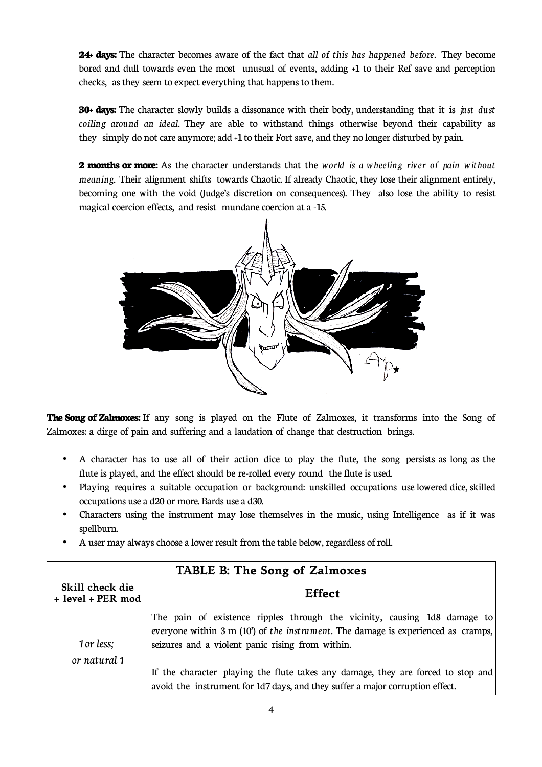**24+ days:** The character becomes aware of the fact that *all of this has happened before*. They become bored and dull towards even the most unusual of events, adding +1 to their Ref save and perception checks, as they seem to expect everything that happens to them.

**30+ days:** The character slowly builds a dissonance with their body, understanding that it is *just dust coiling around an ideal*. They are able to withstand things otherwise beyond their capability as they simply do not care anymore; add +1 to their Fort save, and they no longer disturbed by pain.

**2 months or more:** As the character understands that the *world is a wheeling river of pain without meaning*. Their alignment shifts towards Chaotic. If already Chaotic, they lose their alignment entirely, becoming one with the void (Judge's discretion on consequences). They also lose the ability to resist magical coercion effects, and resist mundane coercion at a -15.

**The Song of Zalmoxes:** If any song is played on the Flute of Zalmoxes, it transforms into the Song of Zalmoxes: a dirge of pain and suffering and a laudation of change that destruction brings.

- A character has to use all of their action dice to play the flute, the song persists as long as the flute is played, and the effect should be re-rolled every round the flute is used.
- Playing requires a suitable occupation or background: unskilled occupations use lowered dice, skilled occupations use a d20 or more. Bards use a d30.
- Characters using the instrument may lose themselves in the music, using Intelligence as if it was spellburn.
- A user may always choose a lower result from the table below, regardless of roll.

| TABLE B: The Song of Zalmoxes | |
|---|---|
| **Skill check die + level + PER mod** | **Effect** |
| *1 or less; or natural 1* | The pain of existence ripples through the vicinity, causing 1d8 damage to everyone within 3 m (10') of *the instrument*. The damage is experienced as cramps, seizures and a violent panic rising from within.<br><br>If the character playing the flute takes any damage, they are forced to stop and avoid the instrument for 1d7 days, and they suffer a major corruption effect. |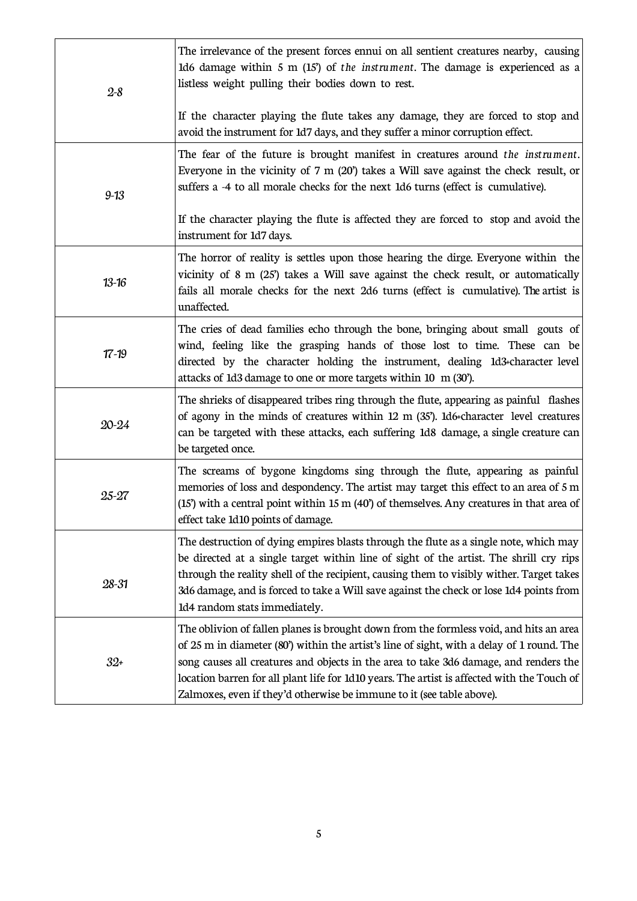| | |
|---|---|
| *2-8* | The irrelevance of the present forces ennui on all sentient creatures nearby, causing 1d6 damage within 5 m (15') of *the instrument*. The damage is experienced as a listless weight pulling their bodies down to rest.<br><br>If the character playing the flute takes any damage, they are forced to stop and avoid the instrument for 1d7 days, and they suffer a minor corruption effect. |
| *9-13* | The fear of the future is brought manifest in creatures around *the instrument*. Everyone in the vicinity of 7 m (20') takes a Will save against the check result, or suffers a -4 to all morale checks for the next 1d6 turns (effect is cumulative).<br><br>If the character playing the flute is affected they are forced to stop and avoid the instrument for 1d7 days. |
| *13-16* | The horror of reality is settles upon those hearing the dirge. Everyone within the vicinity of 8 m (25') takes a Will save against the check result, or automatically fails all morale checks for the next 2d6 turns (effect is cumulative). The artist is unaffected. |
| *17-19* | The cries of dead families echo through the bone, bringing about small gouts of wind, feeling like the grasping hands of those lost to time. These can be directed by the character holding the instrument, dealing 1d3+character level attacks of 1d3 damage to one or more targets within 10 m (30'). |
| *20-24* | The shrieks of disappeared tribes ring through the flute, appearing as painful flashes of agony in the minds of creatures within 12 m (35'). 1d6+character level creatures can be targeted with these attacks, each suffering 1d8 damage, a single creature can be targeted once. |
| *25-27* | The screams of bygone kingdoms sing through the flute, appearing as painful memories of loss and despondency. The artist may target this effect to an area of 5 m (15') with a central point within 15 m (40') of themselves. Any creatures in that area of effect take 1d10 points of damage. |
| *28-31* | The destruction of dying empires blasts through the flute as a single note, which may be directed at a single target within line of sight of the artist. The shrill cry rips through the reality shell of the recipient, causing them to visibly wither. Target takes 3d6 damage, and is forced to take a Will save against the check or lose 1d4 points from 1d4 random stats immediately. |
| *32+* | The oblivion of fallen planes is brought down from the formless void, and hits an area of 25 m in diameter (80') within the artist's line of sight, with a delay of 1 round. The song causes all creatures and objects in the area to take 3d6 damage, and renders the location barren for all plant life for 1d10 years. The artist is affected with the Touch of Zalmoxes, even if they'd otherwise be immune to it (see table above). |